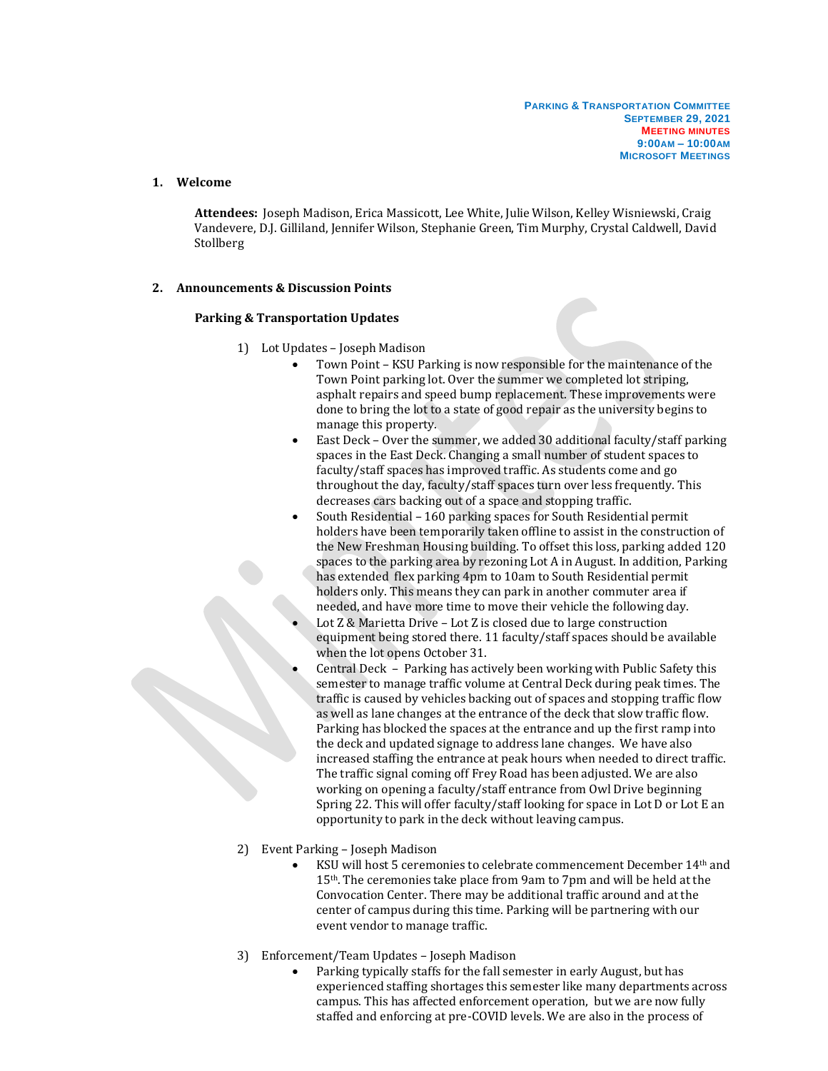**Parking & Transportation Committee**
**September 29, 2021**
**Meeting minutes**
**9:00am – 10:00am**
**Microsoft Meetings**

## 1. Welcome

**Attendees:** Joseph Madison, Erica Massicott, Lee White, Julie Wilson, Kelley Wisniewski, Craig Vandevere, D.J. Gilliland, Jennifer Wilson, Stephanie Green, Tim Murphy, Crystal Caldwell, David Stollberg

## 2. Announcements & Discussion Points

### Parking & Transportation Updates

1) Lot Updates – Joseph Madison
   - Town Point – KSU Parking is now responsible for the maintenance of the Town Point parking lot. Over the summer we completed lot striping, asphalt repairs and speed bump replacement. These improvements were done to bring the lot to a state of good repair as the university begins to manage this property.
   - East Deck – Over the summer, we added 30 additional faculty/staff parking spaces in the East Deck. Changing a small number of student spaces to faculty/staff spaces has improved traffic. As students come and go throughout the day, faculty/staff spaces turn over less frequently. This decreases cars backing out of a space and stopping traffic.
   - South Residential – 160 parking spaces for South Residential permit holders have been temporarily taken offline to assist in the construction of the New Freshman Housing building. To offset this loss, parking added 120 spaces to the parking area by rezoning Lot A in August. In addition, Parking has extended flex parking 4pm to 10am to South Residential permit holders only. This means they can park in another commuter area if needed, and have more time to move their vehicle the following day.
   - Lot Z & Marietta Drive – Lot Z is closed due to large construction equipment being stored there. 11 faculty/staff spaces should be available when the lot opens October 31.
   - Central Deck – Parking has actively been working with Public Safety this semester to manage traffic volume at Central Deck during peak times. The traffic is caused by vehicles backing out of spaces and stopping traffic flow as well as lane changes at the entrance of the deck that slow traffic flow. Parking has blocked the spaces at the entrance and up the first ramp into the deck and updated signage to address lane changes. We have also increased staffing the entrance at peak hours when needed to direct traffic. The traffic signal coming off Frey Road has been adjusted. We are also working on opening a faculty/staff entrance from Owl Drive beginning Spring 22. This will offer faculty/staff looking for space in Lot D or Lot E an opportunity to park in the deck without leaving campus.

2) Event Parking – Joseph Madison
   - KSU will host 5 ceremonies to celebrate commencement December 14th and 15th. The ceremonies take place from 9am to 7pm and will be held at the Convocation Center. There may be additional traffic around and at the center of campus during this time. Parking will be partnering with our event vendor to manage traffic.

3) Enforcement/Team Updates – Joseph Madison
   - Parking typically staffs for the fall semester in early August, but has experienced staffing shortages this semester like many departments across campus. This has affected enforcement operation, but we are now fully staffed and enforcing at pre-COVID levels. We are also in the process of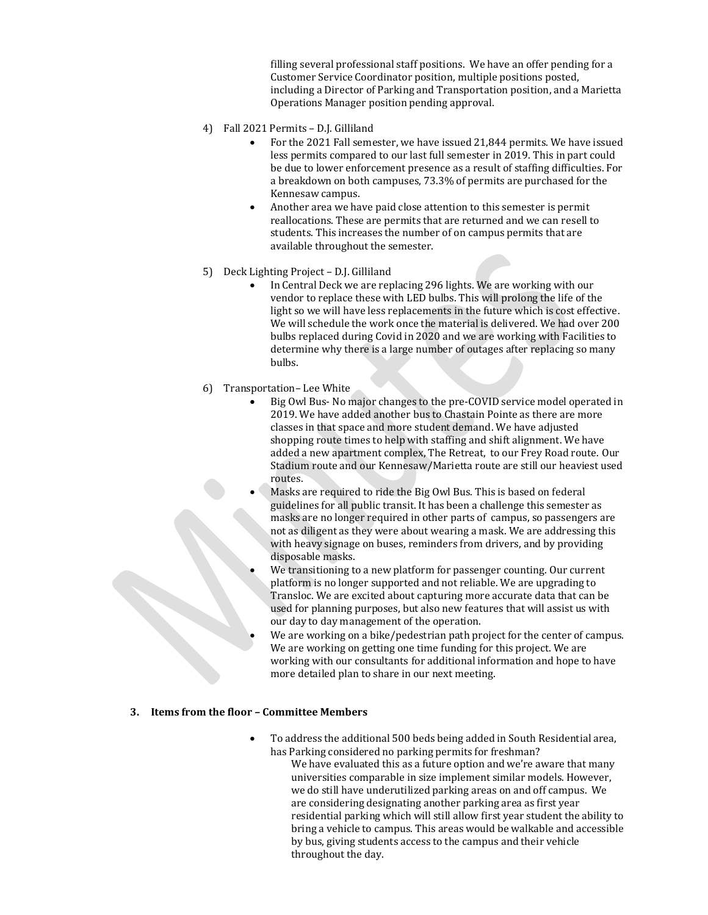filling several professional staff positions. We have an offer pending for a Customer Service Coordinator position, multiple positions posted, including a Director of Parking and Transportation position, and a Marietta Operations Manager position pending approval.

4) Fall 2021 Permits – D.J. Gilliland
   - For the 2021 Fall semester, we have issued 21,844 permits. We have issued less permits compared to our last full semester in 2019. This in part could be due to lower enforcement presence as a result of staffing difficulties. For a breakdown on both campuses, 73.3% of permits are purchased for the Kennesaw campus.
   - Another area we have paid close attention to this semester is permit reallocations. These are permits that are returned and we can resell to students. This increases the number of on campus permits that are available throughout the semester.

5) Deck Lighting Project – D.J. Gilliland
   - In Central Deck we are replacing 296 lights. We are working with our vendor to replace these with LED bulbs. This will prolong the life of the light so we will have less replacements in the future which is cost effective. We will schedule the work once the material is delivered. We had over 200 bulbs replaced during Covid in 2020 and we are working with Facilities to determine why there is a large number of outages after replacing so many bulbs.

6) Transportation– Lee White
   - Big Owl Bus- No major changes to the pre-COVID service model operated in 2019. We have added another bus to Chastain Pointe as there are more classes in that space and more student demand. We have adjusted shopping route times to help with staffing and shift alignment. We have added a new apartment complex, The Retreat, to our Frey Road route. Our Stadium route and our Kennesaw/Marietta route are still our heaviest used routes.
   - Masks are required to ride the Big Owl Bus. This is based on federal guidelines for all public transit. It has been a challenge this semester as masks are no longer required in other parts of campus, so passengers are not as diligent as they were about wearing a mask. We are addressing this with heavy signage on buses, reminders from drivers, and by providing disposable masks.
   - We transitioning to a new platform for passenger counting. Our current platform is no longer supported and not reliable. We are upgrading to Transloc. We are excited about capturing more accurate data that can be used for planning purposes, but also new features that will assist us with our day to day management of the operation.
   - We are working on a bike/pedestrian path project for the center of campus. We are working on getting one time funding for this project. We are working with our consultants for additional information and hope to have more detailed plan to share in our next meeting.

**3. Items from the floor – Committee Members**

- To address the additional 500 beds being added in South Residential area, has Parking considered no parking permits for freshman?

  We have evaluated this as a future option and we're aware that many universities comparable in size implement similar models. However, we do still have underutilized parking areas on and off campus. We are considering designating another parking area as first year residential parking which will still allow first year student the ability to bring a vehicle to campus. This areas would be walkable and accessible by bus, giving students access to the campus and their vehicle throughout the day.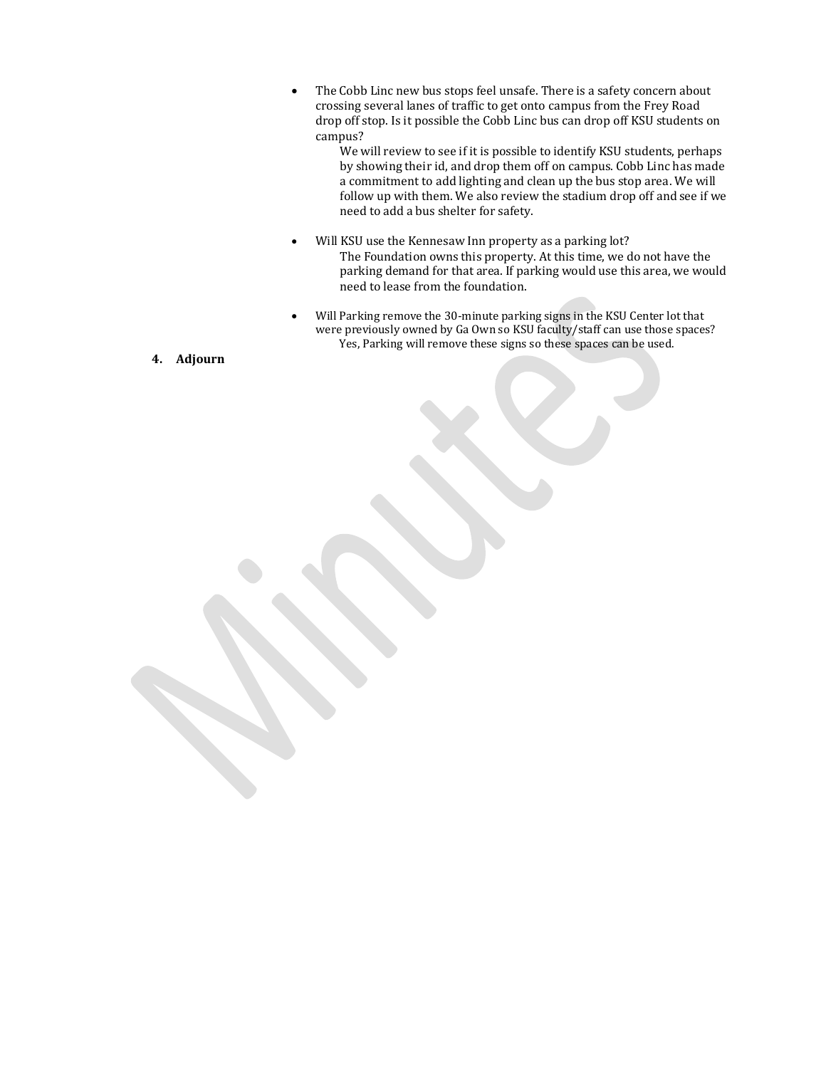- The Cobb Linc new bus stops feel unsafe. There is a safety concern about crossing several lanes of traffic to get onto campus from the Frey Road drop off stop. Is it possible the Cobb Linc bus can drop off KSU students on campus?
  We will review to see if it is possible to identify KSU students, perhaps by showing their id, and drop them off on campus. Cobb Linc has made a commitment to add lighting and clean up the bus stop area. We will follow up with them. We also review the stadium drop off and see if we need to add a bus shelter for safety.

- Will KSU use the Kennesaw Inn property as a parking lot?
  The Foundation owns this property. At this time, we do not have the parking demand for that area. If parking would use this area, we would need to lease from the foundation.

- Will Parking remove the 30-minute parking signs in the KSU Center lot that were previously owned by Ga Own so KSU faculty/staff can use those spaces?
  Yes, Parking will remove these signs so these spaces can be used.

**4. Adjourn**